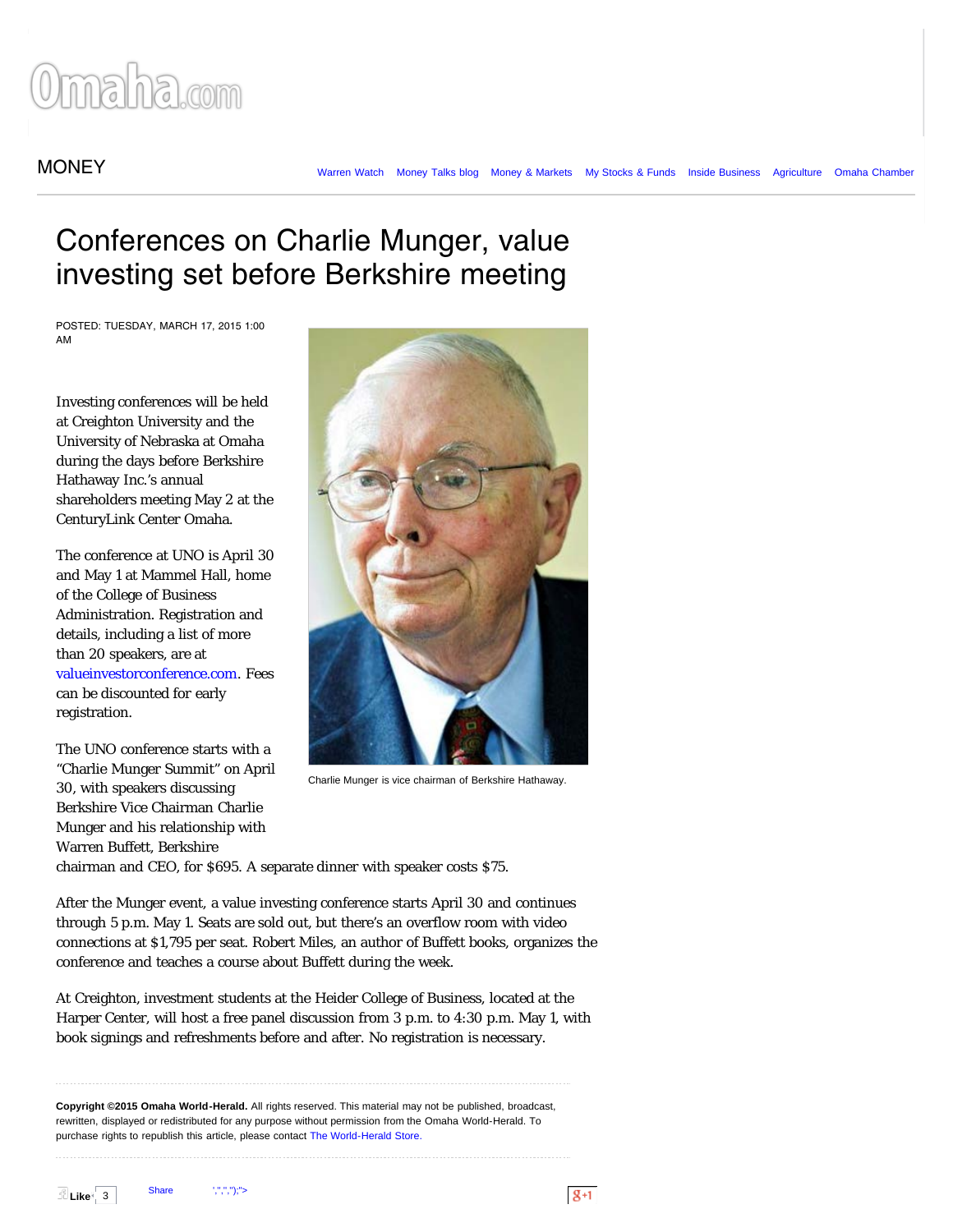# Conferences on Charlie Munger, value investing set before Berkshire meeting

POSTED: TUESDAY, MARCH 17, 2015 1:00 AM

Investing conferences will be held at Creighton University and the University of Nebraska at Omaha during the days before Berkshire Hathaway Inc.'s annual shareholders meeting May 2 at the CenturyLink Center Omaha.

The conference at UNO is April 30 and May 1 at Mammel Hall, home of the College of Business Administration. Registration and details, including a list of more than 20 speakers, are at valueinvestorconference.com. Fees can be discounted for early registration.

The UNO conference starts with a "Charlie Munger Summit" on April 30, with speakers discussing Berkshire Vice Chairman Charlie Munger and his relationship with Warren Buffett, Berkshire chairman and CEO, for $695. A separate dinner with speaker costs $75.

Charlie Munger is vice chairman of Berkshire Hathaway.

After the Munger event, a value investing conference starts April 30 and continues through 5 p.m. May 1. Seats are sold out, but there's an overflow room with video connections at $1,795 per seat. Robert Miles, an author of Buffett books, organizes the conference and teaches a course about Buffett during the week.

At Creighton, investment students at the Heider College of Business, located at the Harper Center, will host a free panel discussion from 3 p.m. to 4:30 p.m. May 1, with book signings and refreshments before and after. No registration is necessary.

**Copyright ©2015 Omaha World-Herald.** All rights reserved. This material may not be published, broadcast, rewritten, displayed or redistributed for any purpose without permission from the Omaha World-Herald. To purchase rights to republish this article, please contact The World-Herald Store.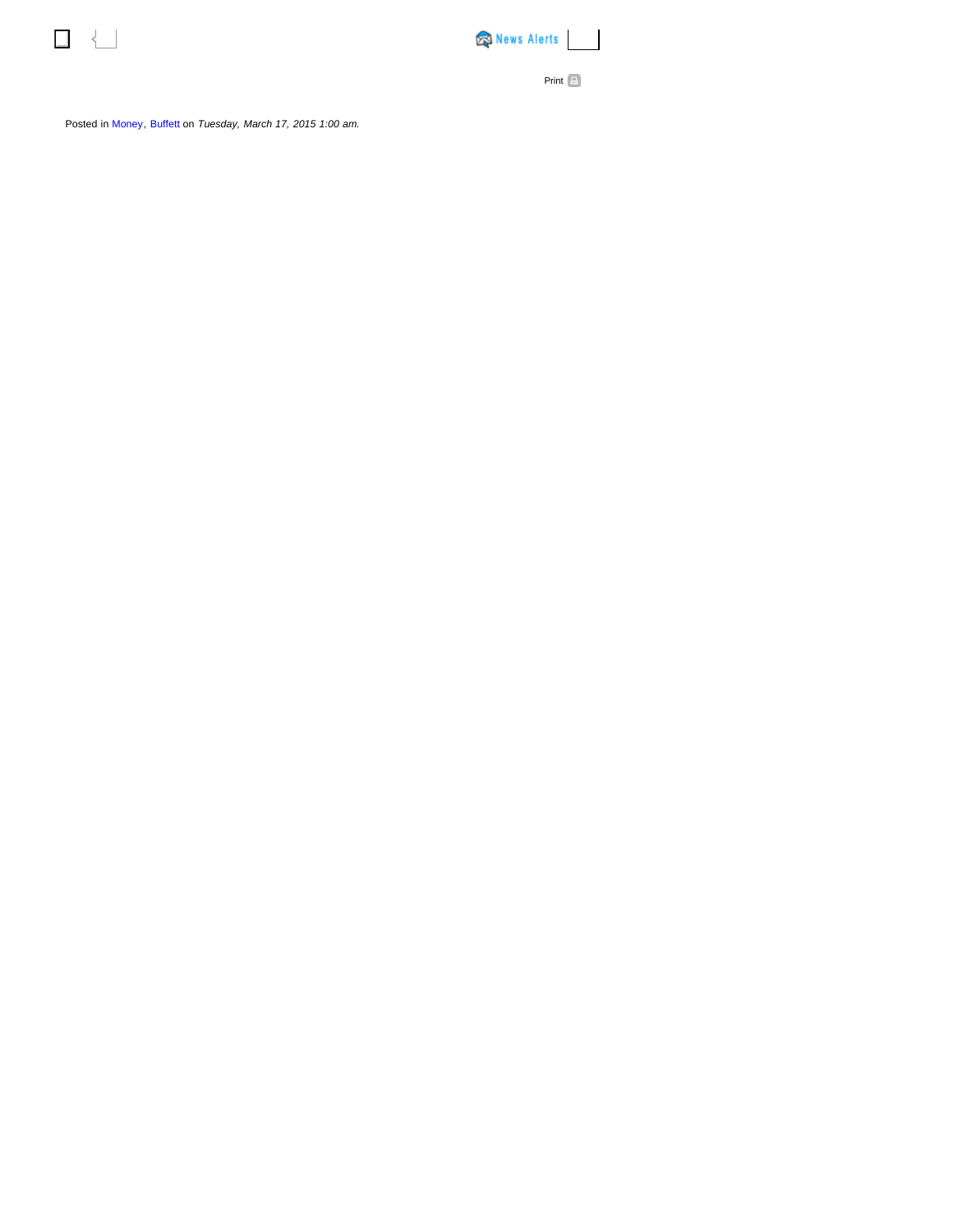News Alerts

Print

Posted in Money, Buffett on *Tuesday, March 17, 2015 1:00 am.*